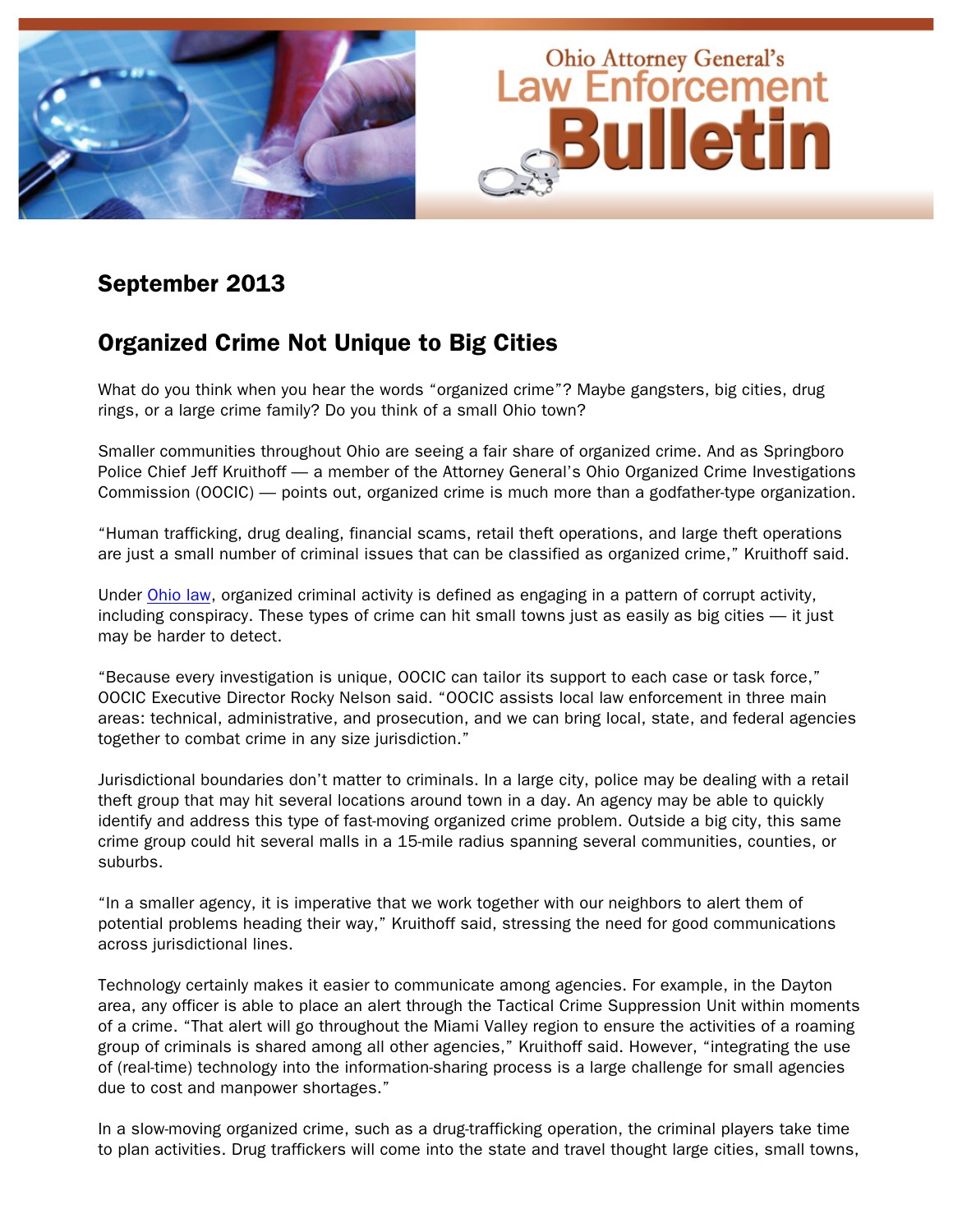# Ohio Attorney General's Law Enforcement Bulletin

## September 2013

## Organized Crime Not Unique to Big Cities

What do you think when you hear the words "organized crime"? Maybe gangsters, big cities, drug rings, or a large crime family? Do you think of a small Ohio town?

Smaller communities throughout Ohio are seeing a fair share of organized crime. And as Springboro Police Chief Jeff Kruithoff — a member of the Attorney General's Ohio Organized Crime Investigations Commission (OOCIC) — points out, organized crime is much more than a godfather-type organization.

"Human trafficking, drug dealing, financial scams, retail theft operations, and large theft operations are just a small number of criminal issues that can be classified as organized crime," Kruithoff said.

Under Ohio law, organized criminal activity is defined as engaging in a pattern of corrupt activity, including conspiracy. These types of crime can hit small towns just as easily as big cities — it just may be harder to detect.

"Because every investigation is unique, OOCIC can tailor its support to each case or task force," OOCIC Executive Director Rocky Nelson said. "OOCIC assists local law enforcement in three main areas: technical, administrative, and prosecution, and we can bring local, state, and federal agencies together to combat crime in any size jurisdiction."

Jurisdictional boundaries don't matter to criminals. In a large city, police may be dealing with a retail theft group that may hit several locations around town in a day. An agency may be able to quickly identify and address this type of fast-moving organized crime problem. Outside a big city, this same crime group could hit several malls in a 15-mile radius spanning several communities, counties, or suburbs.

"In a smaller agency, it is imperative that we work together with our neighbors to alert them of potential problems heading their way," Kruithoff said, stressing the need for good communications across jurisdictional lines.

Technology certainly makes it easier to communicate among agencies. For example, in the Dayton area, any officer is able to place an alert through the Tactical Crime Suppression Unit within moments of a crime. "That alert will go throughout the Miami Valley region to ensure the activities of a roaming group of criminals is shared among all other agencies," Kruithoff said. However, "integrating the use of (real-time) technology into the information-sharing process is a large challenge for small agencies due to cost and manpower shortages."

In a slow-moving organized crime, such as a drug-trafficking operation, the criminal players take time to plan activities. Drug traffickers will come into the state and travel thought large cities, small towns,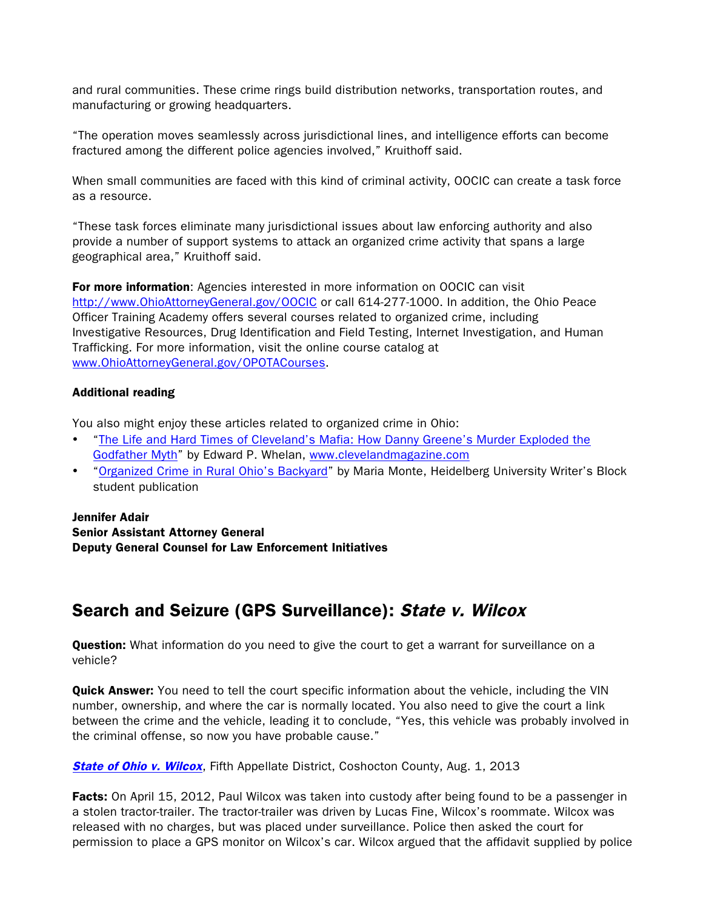and rural communities. These crime rings build distribution networks, transportation routes, and manufacturing or growing headquarters.

"The operation moves seamlessly across jurisdictional lines, and intelligence efforts can become fractured among the different police agencies involved," Kruithoff said.

When small communities are faced with this kind of criminal activity, OOCIC can create a task force as a resource.

"These task forces eliminate many jurisdictional issues about law enforcing authority and also provide a number of support systems to attack an organized crime activity that spans a large geographical area," Kruithoff said.

**For more information**: Agencies interested in more information on OOCIC can visit http://www.OhioAttorneyGeneral.gov/OOCIC or call 614-277-1000. In addition, the Ohio Peace Officer Training Academy offers several courses related to organized crime, including Investigative Resources, Drug Identification and Field Testing, Internet Investigation, and Human Trafficking. For more information, visit the online course catalog at www.OhioAttorneyGeneral.gov/OPOTACourses.

**Additional reading**

You also might enjoy these articles related to organized crime in Ohio:

- "The Life and Hard Times of Cleveland's Mafia: How Danny Greene's Murder Exploded the Godfather Myth" by Edward P. Whelan, www.clevelandmagazine.com
- "Organized Crime in Rural Ohio's Backyard" by Maria Monte, Heidelberg University Writer's Block student publication

**Jennifer Adair**
**Senior Assistant Attorney General**
**Deputy General Counsel for Law Enforcement Initiatives**

## Search and Seizure (GPS Surveillance): *State v. Wilcox*

**Question:** What information do you need to give the court to get a warrant for surveillance on a vehicle?

**Quick Answer:** You need to tell the court specific information about the vehicle, including the VIN number, ownership, and where the car is normally located. You also need to give the court a link between the crime and the vehicle, leading it to conclude, "Yes, this vehicle was probably involved in the criminal offense, so now you have probable cause."

***State of Ohio v. Wilcox***, Fifth Appellate District, Coshocton County, Aug. 1, 2013

**Facts:** On April 15, 2012, Paul Wilcox was taken into custody after being found to be a passenger in a stolen tractor-trailer. The tractor-trailer was driven by Lucas Fine, Wilcox's roommate. Wilcox was released with no charges, but was placed under surveillance. Police then asked the court for permission to place a GPS monitor on Wilcox's car. Wilcox argued that the affidavit supplied by police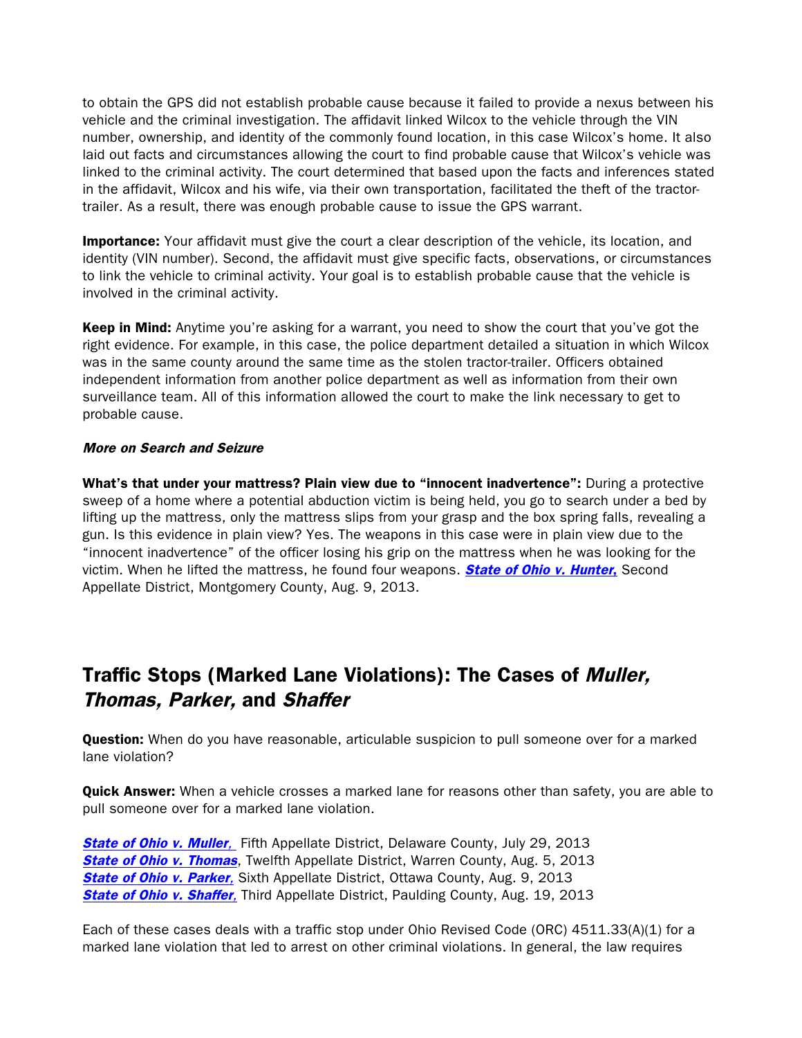to obtain the GPS did not establish probable cause because it failed to provide a nexus between his vehicle and the criminal investigation. The affidavit linked Wilcox to the vehicle through the VIN number, ownership, and identity of the commonly found location, in this case Wilcox's home. It also laid out facts and circumstances allowing the court to find probable cause that Wilcox's vehicle was linked to the criminal activity. The court determined that based upon the facts and inferences stated in the affidavit, Wilcox and his wife, via their own transportation, facilitated the theft of the tractor-trailer. As a result, there was enough probable cause to issue the GPS warrant.

**Importance:** Your affidavit must give the court a clear description of the vehicle, its location, and identity (VIN number). Second, the affidavit must give specific facts, observations, or circumstances to link the vehicle to criminal activity. Your goal is to establish probable cause that the vehicle is involved in the criminal activity.

**Keep in Mind:** Anytime you're asking for a warrant, you need to show the court that you've got the right evidence. For example, in this case, the police department detailed a situation in which Wilcox was in the same county around the same time as the stolen tractor-trailer. Officers obtained independent information from another police department as well as information from their own surveillance team. All of this information allowed the court to make the link necessary to get to probable cause.

***More on Search and Seizure***

**What's that under your mattress? Plain view due to "innocent inadvertence":** During a protective sweep of a home where a potential abduction victim is being held, you go to search under a bed by lifting up the mattress, only the mattress slips from your grasp and the box spring falls, revealing a gun. Is this evidence in plain view? Yes. The weapons in this case were in plain view due to the "innocent inadvertence" of the officer losing his grip on the mattress when he was looking for the victim. When he lifted the mattress, he found four weapons. ***State of Ohio v. Hunter,*** Second Appellate District, Montgomery County, Aug. 9, 2013.

## Traffic Stops (Marked Lane Violations): The Cases of *Muller, Thomas, Parker,* and *Shaffer*

**Question:** When do you have reasonable, articulable suspicion to pull someone over for a marked lane violation?

**Quick Answer:** When a vehicle crosses a marked lane for reasons other than safety, you are able to pull someone over for a marked lane violation.

***State of Ohio v. Muller,*** Fifth Appellate District, Delaware County, July 29, 2013
***State of Ohio v. Thomas***, Twelfth Appellate District, Warren County, Aug. 5, 2013
***State of Ohio v. Parker,*** Sixth Appellate District, Ottawa County, Aug. 9, 2013
***State of Ohio v. Shaffer,*** Third Appellate District, Paulding County, Aug. 19, 2013

Each of these cases deals with a traffic stop under Ohio Revised Code (ORC) 4511.33(A)(1) for a marked lane violation that led to arrest on other criminal violations. In general, the law requires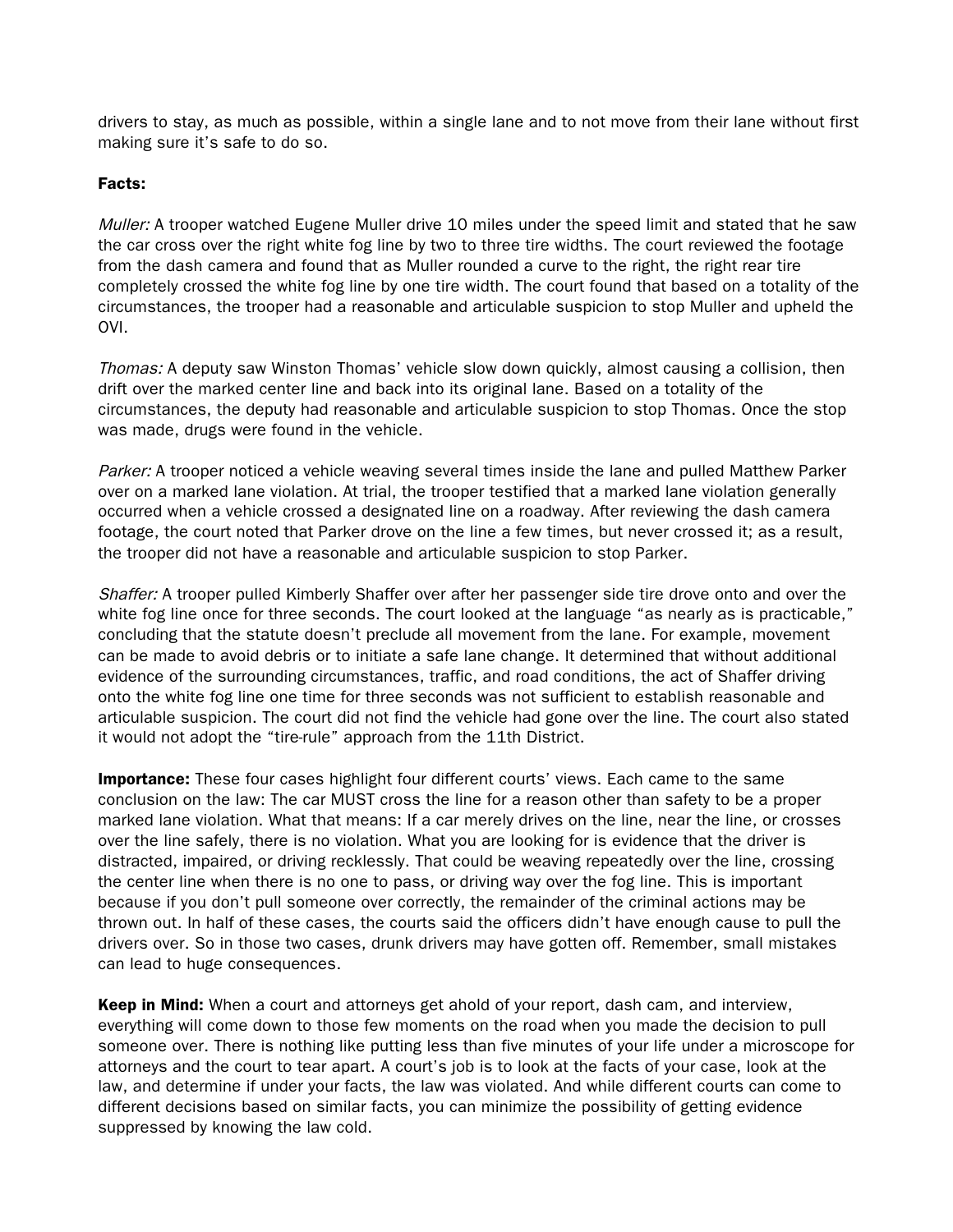drivers to stay, as much as possible, within a single lane and to not move from their lane without first making sure it's safe to do so.

**Facts:**

*Muller:* A trooper watched Eugene Muller drive 10 miles under the speed limit and stated that he saw the car cross over the right white fog line by two to three tire widths. The court reviewed the footage from the dash camera and found that as Muller rounded a curve to the right, the right rear tire completely crossed the white fog line by one tire width. The court found that based on a totality of the circumstances, the trooper had a reasonable and articulable suspicion to stop Muller and upheld the OVI.

*Thomas:* A deputy saw Winston Thomas' vehicle slow down quickly, almost causing a collision, then drift over the marked center line and back into its original lane. Based on a totality of the circumstances, the deputy had reasonable and articulable suspicion to stop Thomas. Once the stop was made, drugs were found in the vehicle.

*Parker:* A trooper noticed a vehicle weaving several times inside the lane and pulled Matthew Parker over on a marked lane violation. At trial, the trooper testified that a marked lane violation generally occurred when a vehicle crossed a designated line on a roadway. After reviewing the dash camera footage, the court noted that Parker drove on the line a few times, but never crossed it; as a result, the trooper did not have a reasonable and articulable suspicion to stop Parker.

*Shaffer:* A trooper pulled Kimberly Shaffer over after her passenger side tire drove onto and over the white fog line once for three seconds. The court looked at the language "as nearly as is practicable," concluding that the statute doesn't preclude all movement from the lane. For example, movement can be made to avoid debris or to initiate a safe lane change. It determined that without additional evidence of the surrounding circumstances, traffic, and road conditions, the act of Shaffer driving onto the white fog line one time for three seconds was not sufficient to establish reasonable and articulable suspicion. The court did not find the vehicle had gone over the line. The court also stated it would not adopt the "tire-rule" approach from the 11th District.

**Importance:** These four cases highlight four different courts' views. Each came to the same conclusion on the law: The car MUST cross the line for a reason other than safety to be a proper marked lane violation. What that means: If a car merely drives on the line, near the line, or crosses over the line safely, there is no violation. What you are looking for is evidence that the driver is distracted, impaired, or driving recklessly. That could be weaving repeatedly over the line, crossing the center line when there is no one to pass, or driving way over the fog line. This is important because if you don't pull someone over correctly, the remainder of the criminal actions may be thrown out. In half of these cases, the courts said the officers didn't have enough cause to pull the drivers over. So in those two cases, drunk drivers may have gotten off. Remember, small mistakes can lead to huge consequences.

**Keep in Mind:** When a court and attorneys get ahold of your report, dash cam, and interview, everything will come down to those few moments on the road when you made the decision to pull someone over. There is nothing like putting less than five minutes of your life under a microscope for attorneys and the court to tear apart. A court's job is to look at the facts of your case, look at the law, and determine if under your facts, the law was violated. And while different courts can come to different decisions based on similar facts, you can minimize the possibility of getting evidence suppressed by knowing the law cold.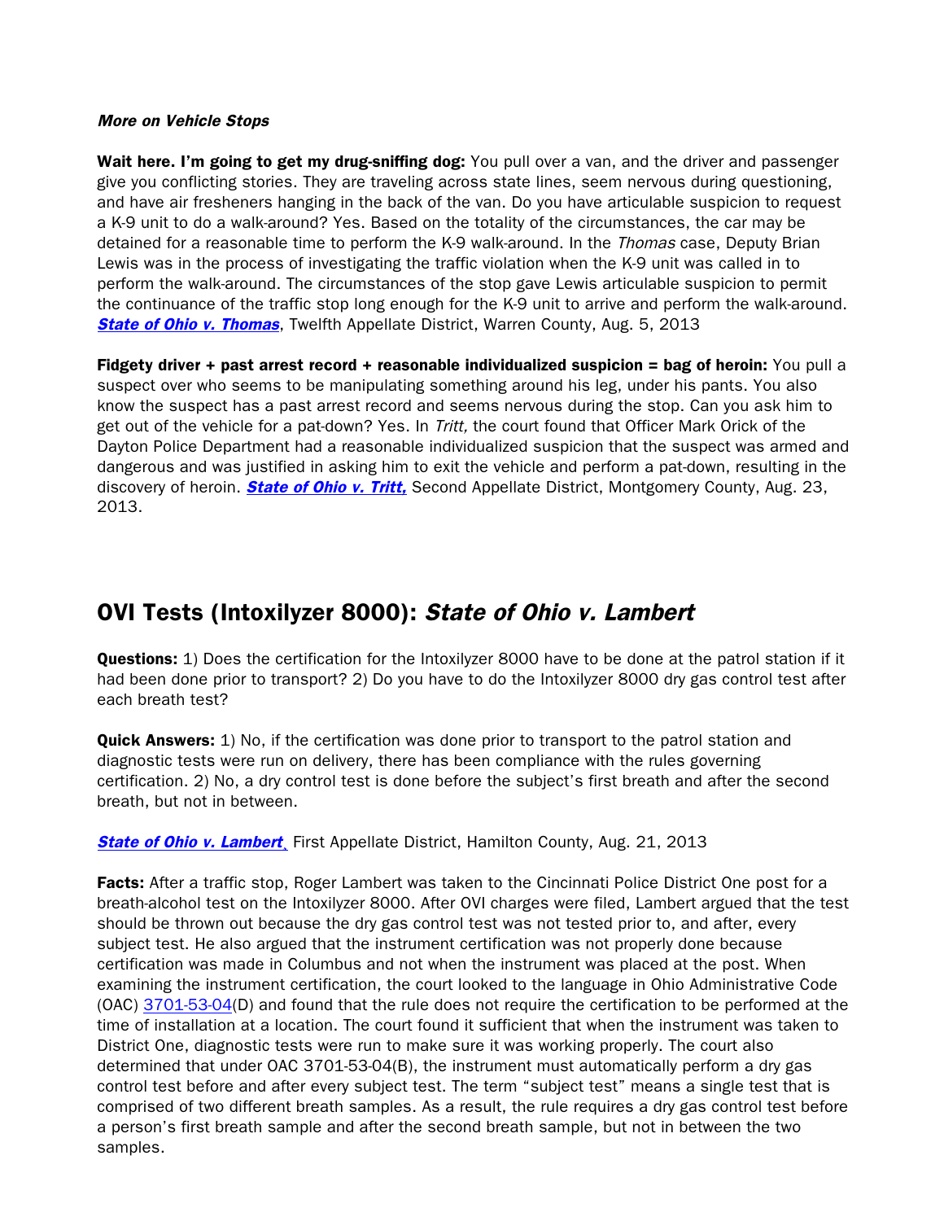***More on Vehicle Stops***

**Wait here. I'm going to get my drug-sniffing dog:** You pull over a van, and the driver and passenger give you conflicting stories. They are traveling across state lines, seem nervous during questioning, and have air fresheners hanging in the back of the van. Do you have articulable suspicion to request a K-9 unit to do a walk-around? Yes. Based on the totality of the circumstances, the car may be detained for a reasonable time to perform the K-9 walk-around. In the *Thomas* case, Deputy Brian Lewis was in the process of investigating the traffic violation when the K-9 unit was called in to perform the walk-around. The circumstances of the stop gave Lewis articulable suspicion to permit the continuance of the traffic stop long enough for the K-9 unit to arrive and perform the walk-around. ***State of Ohio v. Thomas***, Twelfth Appellate District, Warren County, Aug. 5, 2013

**Fidgety driver + past arrest record + reasonable individualized suspicion = bag of heroin:** You pull a suspect over who seems to be manipulating something around his leg, under his pants. You also know the suspect has a past arrest record and seems nervous during the stop. Can you ask him to get out of the vehicle for a pat-down? Yes. In *Tritt,* the court found that Officer Mark Orick of the Dayton Police Department had a reasonable individualized suspicion that the suspect was armed and dangerous and was justified in asking him to exit the vehicle and perform a pat-down, resulting in the discovery of heroin. ***State of Ohio v. Tritt,*** Second Appellate District, Montgomery County, Aug. 23, 2013.

## OVI Tests (Intoxilyzer 8000): *State of Ohio v. Lambert*

**Questions:** 1) Does the certification for the Intoxilyzer 8000 have to be done at the patrol station if it had been done prior to transport? 2) Do you have to do the Intoxilyzer 8000 dry gas control test after each breath test?

**Quick Answers:** 1) No, if the certification was done prior to transport to the patrol station and diagnostic tests were run on delivery, there has been compliance with the rules governing certification. 2) No, a dry control test is done before the subject's first breath and after the second breath, but not in between.

***State of Ohio v. Lambert***, First Appellate District, Hamilton County, Aug. 21, 2013

**Facts:** After a traffic stop, Roger Lambert was taken to the Cincinnati Police District One post for a breath-alcohol test on the Intoxilyzer 8000. After OVI charges were filed, Lambert argued that the test should be thrown out because the dry gas control test was not tested prior to, and after, every subject test. He also argued that the instrument certification was not properly done because certification was made in Columbus and not when the instrument was placed at the post. When examining the instrument certification, the court looked to the language in Ohio Administrative Code (OAC) 3701-53-04(D) and found that the rule does not require the certification to be performed at the time of installation at a location. The court found it sufficient that when the instrument was taken to District One, diagnostic tests were run to make sure it was working properly. The court also determined that under OAC 3701-53-04(B), the instrument must automatically perform a dry gas control test before and after every subject test. The term "subject test" means a single test that is comprised of two different breath samples. As a result, the rule requires a dry gas control test before a person's first breath sample and after the second breath sample, but not in between the two samples.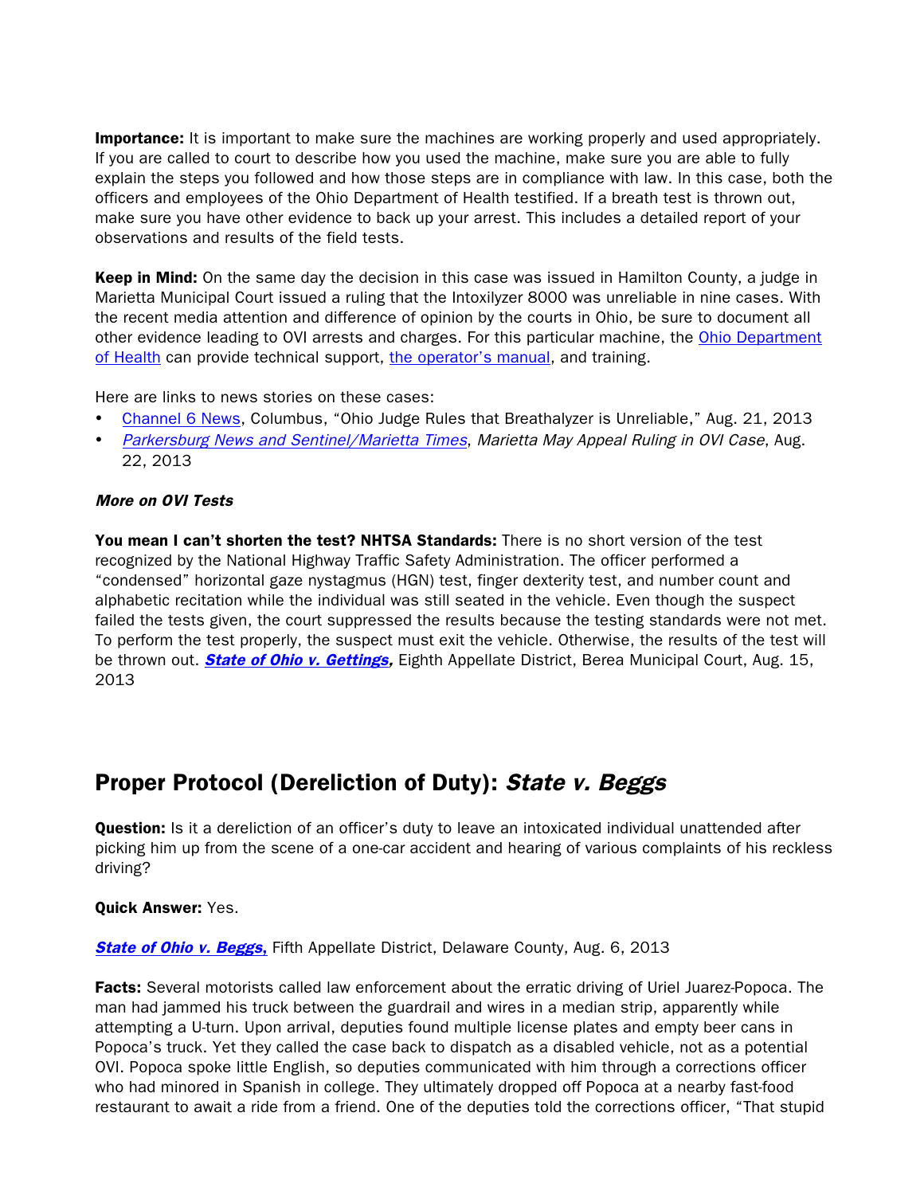**Importance:** It is important to make sure the machines are working properly and used appropriately. If you are called to court to describe how you used the machine, make sure you are able to fully explain the steps you followed and how those steps are in compliance with law. In this case, both the officers and employees of the Ohio Department of Health testified. If a breath test is thrown out, make sure you have other evidence to back up your arrest. This includes a detailed report of your observations and results of the field tests.

**Keep in Mind:** On the same day the decision in this case was issued in Hamilton County, a judge in Marietta Municipal Court issued a ruling that the Intoxilyzer 8000 was unreliable in nine cases. With the recent media attention and difference of opinion by the courts in Ohio, be sure to document all other evidence leading to OVI arrests and charges. For this particular machine, the Ohio Department of Health can provide technical support, the operator's manual, and training.

Here are links to news stories on these cases:

- Channel 6 News, Columbus, "Ohio Judge Rules that Breathalyzer is Unreliable," Aug. 21, 2013
- *Parkersburg News and Sentinel/Marietta Times*, *Marietta May Appeal Ruling in OVI Case*, Aug. 22, 2013

***More on OVI Tests***

**You mean I can't shorten the test? NHTSA Standards:** There is no short version of the test recognized by the National Highway Traffic Safety Administration. The officer performed a "condensed" horizontal gaze nystagmus (HGN) test, finger dexterity test, and number count and alphabetic recitation while the individual was still seated in the vehicle. Even though the suspect failed the tests given, the court suppressed the results because the testing standards were not met. To perform the test properly, the suspect must exit the vehicle. Otherwise, the results of the test will be thrown out. ***State of Ohio v. Gettings,*** Eighth Appellate District, Berea Municipal Court, Aug. 15, 2013

## Proper Protocol (Dereliction of Duty): *State v. Beggs*

**Question:** Is it a dereliction of an officer's duty to leave an intoxicated individual unattended after picking him up from the scene of a one-car accident and hearing of various complaints of his reckless driving?

**Quick Answer:** Yes.

***State of Ohio v. Beggs,*** Fifth Appellate District, Delaware County, Aug. 6, 2013

**Facts:** Several motorists called law enforcement about the erratic driving of Uriel Juarez-Popoca. The man had jammed his truck between the guardrail and wires in a median strip, apparently while attempting a U-turn. Upon arrival, deputies found multiple license plates and empty beer cans in Popoca's truck. Yet they called the case back to dispatch as a disabled vehicle, not as a potential OVI. Popoca spoke little English, so deputies communicated with him through a corrections officer who had minored in Spanish in college. They ultimately dropped off Popoca at a nearby fast-food restaurant to await a ride from a friend. One of the deputies told the corrections officer, "That stupid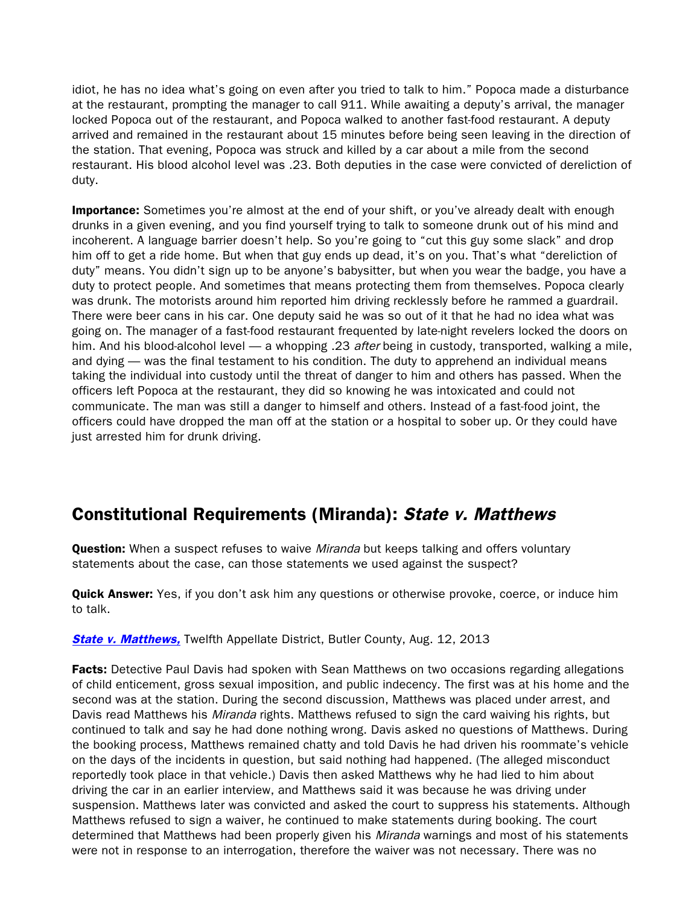idiot, he has no idea what's going on even after you tried to talk to him." Popoca made a disturbance at the restaurant, prompting the manager to call 911. While awaiting a deputy's arrival, the manager locked Popoca out of the restaurant, and Popoca walked to another fast-food restaurant. A deputy arrived and remained in the restaurant about 15 minutes before being seen leaving in the direction of the station. That evening, Popoca was struck and killed by a car about a mile from the second restaurant. His blood alcohol level was .23. Both deputies in the case were convicted of dereliction of duty.

**Importance:** Sometimes you're almost at the end of your shift, or you've already dealt with enough drunks in a given evening, and you find yourself trying to talk to someone drunk out of his mind and incoherent. A language barrier doesn't help. So you're going to "cut this guy some slack" and drop him off to get a ride home. But when that guy ends up dead, it's on you. That's what "dereliction of duty" means. You didn't sign up to be anyone's babysitter, but when you wear the badge, you have a duty to protect people. And sometimes that means protecting them from themselves. Popoca clearly was drunk. The motorists around him reported him driving recklessly before he rammed a guardrail. There were beer cans in his car. One deputy said he was so out of it that he had no idea what was going on. The manager of a fast-food restaurant frequented by late-night revelers locked the doors on him. And his blood-alcohol level — a whopping .23 *after* being in custody, transported, walking a mile, and dying — was the final testament to his condition. The duty to apprehend an individual means taking the individual into custody until the threat of danger to him and others has passed. When the officers left Popoca at the restaurant, they did so knowing he was intoxicated and could not communicate. The man was still a danger to himself and others. Instead of a fast-food joint, the officers could have dropped the man off at the station or a hospital to sober up. Or they could have just arrested him for drunk driving.

## Constitutional Requirements (Miranda): *State v. Matthews*

**Question:** When a suspect refuses to waive *Miranda* but keeps talking and offers voluntary statements about the case, can those statements we used against the suspect?

**Quick Answer:** Yes, if you don't ask him any questions or otherwise provoke, coerce, or induce him to talk.

***State v. Matthews,*** Twelfth Appellate District, Butler County, Aug. 12, 2013

**Facts:** Detective Paul Davis had spoken with Sean Matthews on two occasions regarding allegations of child enticement, gross sexual imposition, and public indecency. The first was at his home and the second was at the station. During the second discussion, Matthews was placed under arrest, and Davis read Matthews his *Miranda* rights. Matthews refused to sign the card waiving his rights, but continued to talk and say he had done nothing wrong. Davis asked no questions of Matthews. During the booking process, Matthews remained chatty and told Davis he had driven his roommate's vehicle on the days of the incidents in question, but said nothing had happened. (The alleged misconduct reportedly took place in that vehicle.) Davis then asked Matthews why he had lied to him about driving the car in an earlier interview, and Matthews said it was because he was driving under suspension. Matthews later was convicted and asked the court to suppress his statements. Although Matthews refused to sign a waiver, he continued to make statements during booking. The court determined that Matthews had been properly given his *Miranda* warnings and most of his statements were not in response to an interrogation, therefore the waiver was not necessary. There was no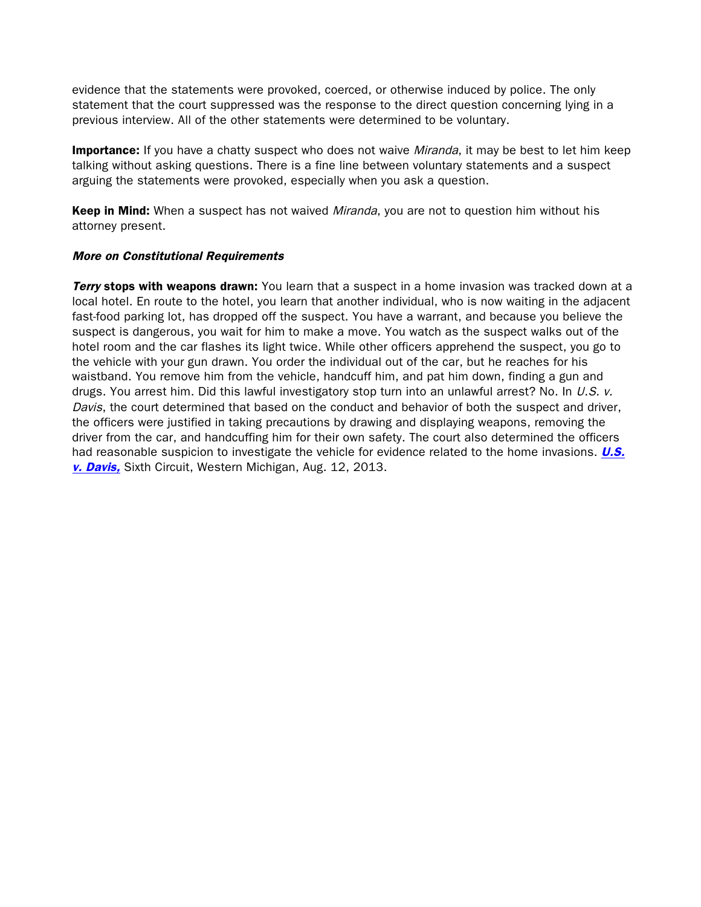evidence that the statements were provoked, coerced, or otherwise induced by police. The only statement that the court suppressed was the response to the direct question concerning lying in a previous interview. All of the other statements were determined to be voluntary.

**Importance:** If you have a chatty suspect who does not waive *Miranda*, it may be best to let him keep talking without asking questions. There is a fine line between voluntary statements and a suspect arguing the statements were provoked, especially when you ask a question.

**Keep in Mind:** When a suspect has not waived *Miranda*, you are not to question him without his attorney present.

***More on Constitutional Requirements***

***Terry*** **stops with weapons drawn:** You learn that a suspect in a home invasion was tracked down at a local hotel. En route to the hotel, you learn that another individual, who is now waiting in the adjacent fast-food parking lot, has dropped off the suspect. You have a warrant, and because you believe the suspect is dangerous, you wait for him to make a move. You watch as the suspect walks out of the hotel room and the car flashes its light twice. While other officers apprehend the suspect, you go to the vehicle with your gun drawn. You order the individual out of the car, but he reaches for his waistband. You remove him from the vehicle, handcuff him, and pat him down, finding a gun and drugs. You arrest him. Did this lawful investigatory stop turn into an unlawful arrest? No. In *U.S. v. Davis*, the court determined that based on the conduct and behavior of both the suspect and driver, the officers were justified in taking precautions by drawing and displaying weapons, removing the driver from the car, and handcuffing him for their own safety. The court also determined the officers had reasonable suspicion to investigate the vehicle for evidence related to the home invasions. ***U.S. v. Davis,*** Sixth Circuit, Western Michigan, Aug. 12, 2013.